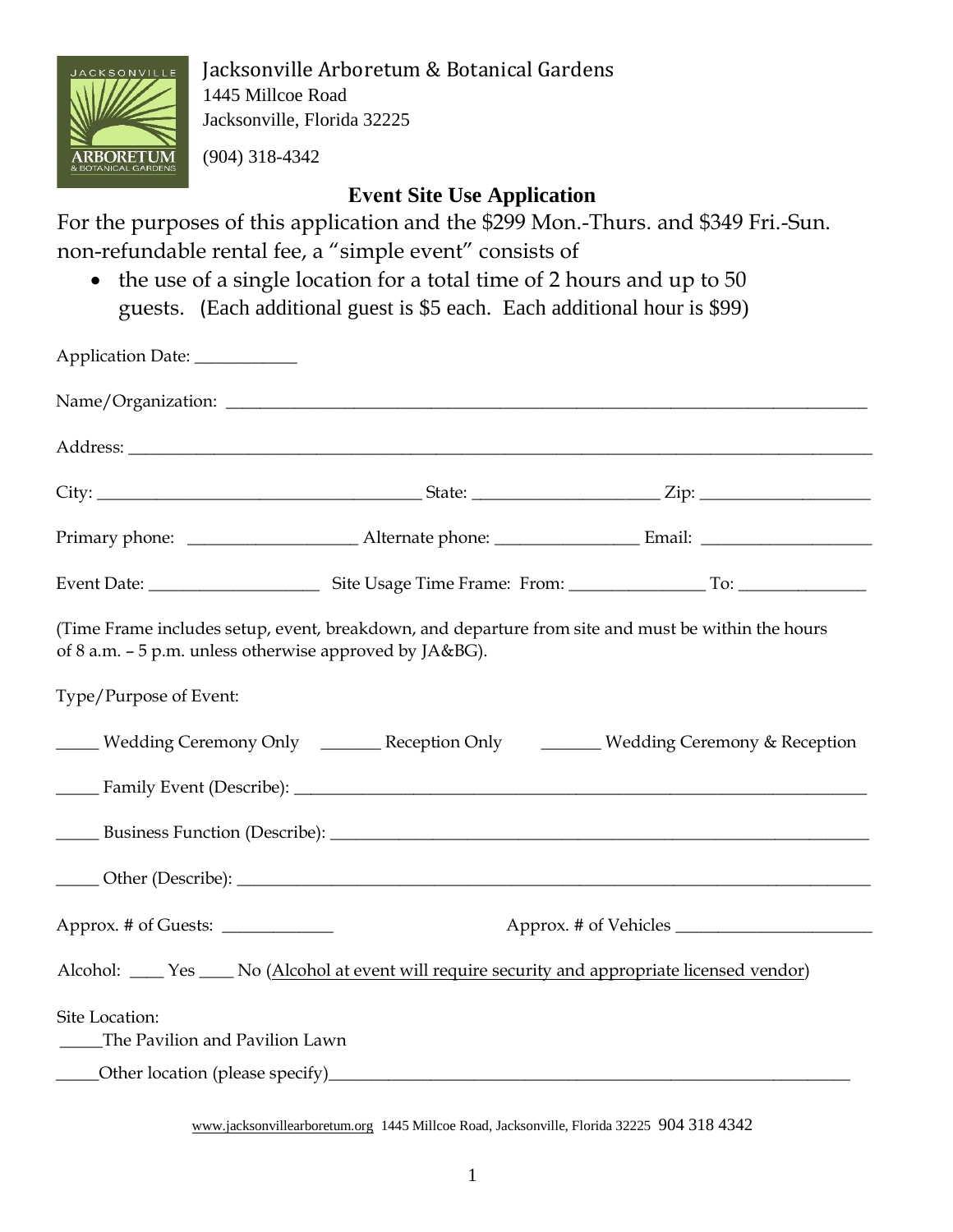Jacksonville Arboretum & Botanical Gardens
1445 Millcoe Road
Jacksonville, Florida 32225

(904) 318-4342

## Event Site Use Application

For the purposes of this application and the $299 Mon.-Thurs. and $349 Fri.-Sun. non-refundable rental fee, a "simple event" consists of

- the use of a single location for a total time of 2 hours and up to 50 guests. (Each additional guest is $5 each. Each additional hour is $99)

Application Date: ___________

Name/Organization: ___________________________________________________________________________

Address: _____________________________________________________________________________________

City: ______________________________________ State: _____________________ Zip: ___________________

Primary phone: ___________________ Alternate phone: ________________ Email: ___________________

Event Date: ___________________ Site Usage Time Frame: From: _______________ To: ______________

(Time Frame includes setup, event, breakdown, and departure from site and must be within the hours of 8 a.m. – 5 p.m. unless otherwise approved by JA&BG).

Type/Purpose of Event:

_____ Wedding Ceremony Only _______ Reception Only _______ Wedding Ceremony & Reception

_____ Family Event (Describe): __________________________________________________________________

_____ Business Function (Describe): _____________________________________________________________

_____ Other (Describe): _________________________________________________________________________

Approx. # of Guests: ____________ Approx. # of Vehicles ______________________

Alcohol: ____ Yes ____ No (Alcohol at event will require security and appropriate licensed vendor)

Site Location:

_____The Pavilion and Pavilion Lawn

_____Other location (please specify)_____________________________________________________________

www.jacksonvillearboretum.org 1445 Millcoe Road, Jacksonville, Florida 32225 904 318 4342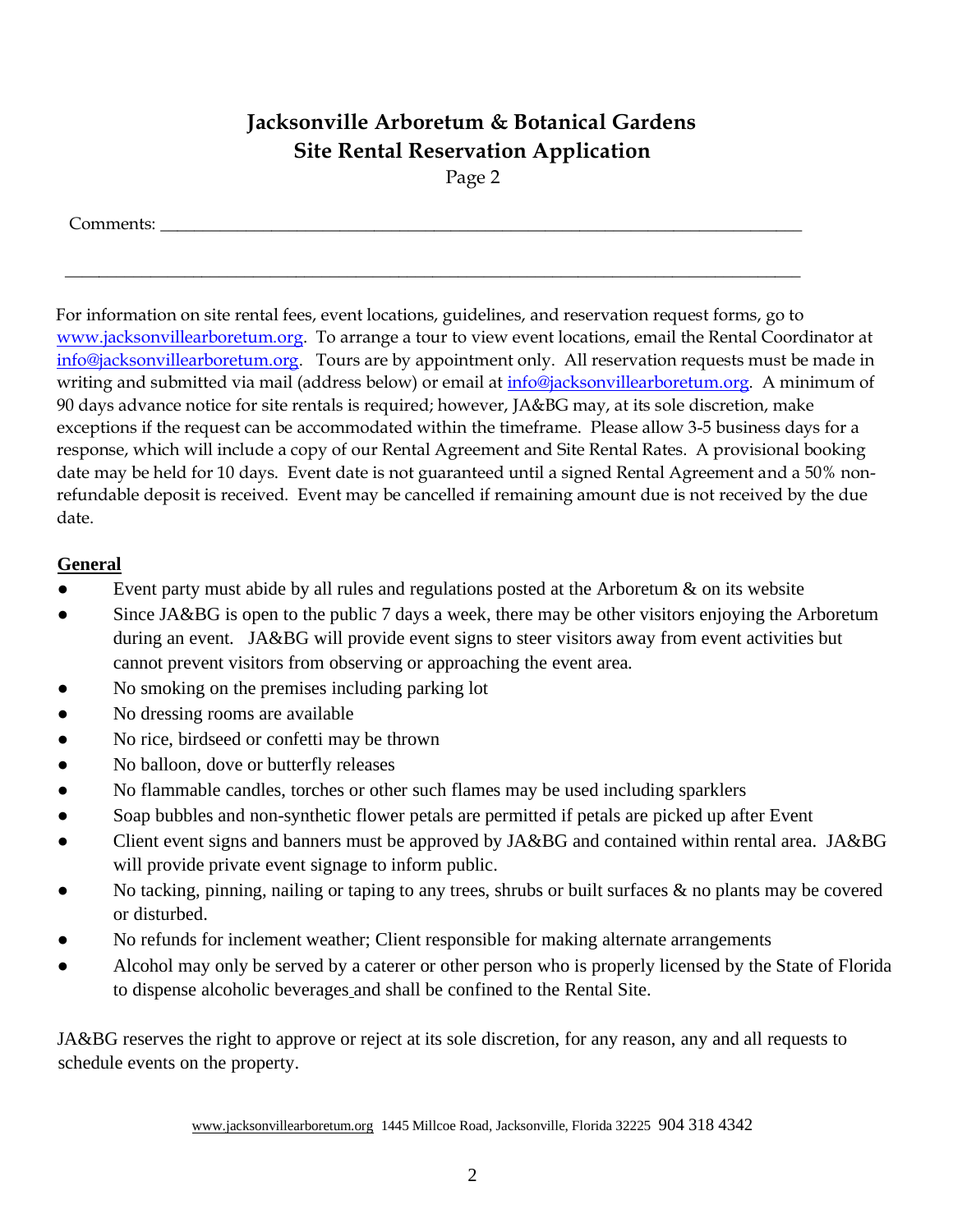# Jacksonville Arboretum & Botanical Gardens
## Site Rental Reservation Application

Page 2

Comments: ______________________________________________________________________________

______________________________________________________________________________________

For information on site rental fees, event locations, guidelines, and reservation request forms, go to www.jacksonvillearboretum.org. To arrange a tour to view event locations, email the Rental Coordinator at info@jacksonvillearboretum.org. Tours are by appointment only. All reservation requests must be made in writing and submitted via mail (address below) or email at info@jacksonvillearboretum.org. A minimum of 90 days advance notice for site rentals is required; however, JA&BG may, at its sole discretion, make exceptions if the request can be accommodated within the timeframe. Please allow 3-5 business days for a response, which will include a copy of our Rental Agreement and Site Rental Rates. A provisional booking date may be held for 10 days. Event date is not guaranteed until a signed Rental Agreement and a 50% non-refundable deposit is received. Event may be cancelled if remaining amount due is not received by the due date.

**General**

- Event party must abide by all rules and regulations posted at the Arboretum & on its website
- Since JA&BG is open to the public 7 days a week, there may be other visitors enjoying the Arboretum during an event. JA&BG will provide event signs to steer visitors away from event activities but cannot prevent visitors from observing or approaching the event area.
- No smoking on the premises including parking lot
- No dressing rooms are available
- No rice, birdseed or confetti may be thrown
- No balloon, dove or butterfly releases
- No flammable candles, torches or other such flames may be used including sparklers
- Soap bubbles and non-synthetic flower petals are permitted if petals are picked up after Event
- Client event signs and banners must be approved by JA&BG and contained within rental area. JA&BG will provide private event signage to inform public.
- No tacking, pinning, nailing or taping to any trees, shrubs or built surfaces & no plants may be covered or disturbed.
- No refunds for inclement weather; Client responsible for making alternate arrangements
- Alcohol may only be served by a caterer or other person who is properly licensed by the State of Florida to dispense alcoholic beverages and shall be confined to the Rental Site.

JA&BG reserves the right to approve or reject at its sole discretion, for any reason, any and all requests to schedule events on the property.

www.jacksonvillearboretum.org 1445 Millcoe Road, Jacksonville, Florida 32225 904 318 4342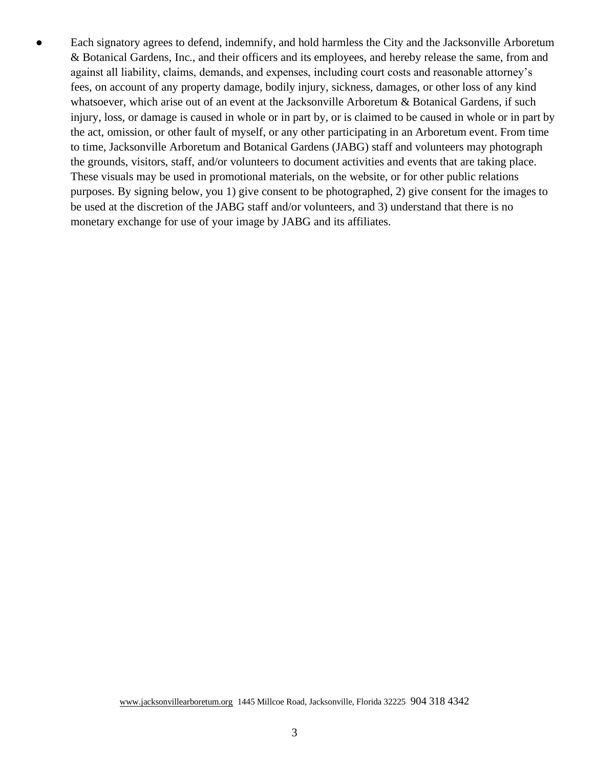- Each signatory agrees to defend, indemnify, and hold harmless the City and the Jacksonville Arboretum & Botanical Gardens, Inc., and their officers and its employees, and hereby release the same, from and against all liability, claims, demands, and expenses, including court costs and reasonable attorney's fees, on account of any property damage, bodily injury, sickness, damages, or other loss of any kind whatsoever, which arise out of an event at the Jacksonville Arboretum & Botanical Gardens, if such injury, loss, or damage is caused in whole or in part by, or is claimed to be caused in whole or in part by the act, omission, or other fault of myself, or any other participating in an Arboretum event. From time to time, Jacksonville Arboretum and Botanical Gardens (JABG) staff and volunteers may photograph the grounds, visitors, staff, and/or volunteers to document activities and events that are taking place. These visuals may be used in promotional materials, on the website, or for other public relations purposes. By signing below, you 1) give consent to be photographed, 2) give consent for the images to be used at the discretion of the JABG staff and/or volunteers, and 3) understand that there is no monetary exchange for use of your image by JABG and its affiliates.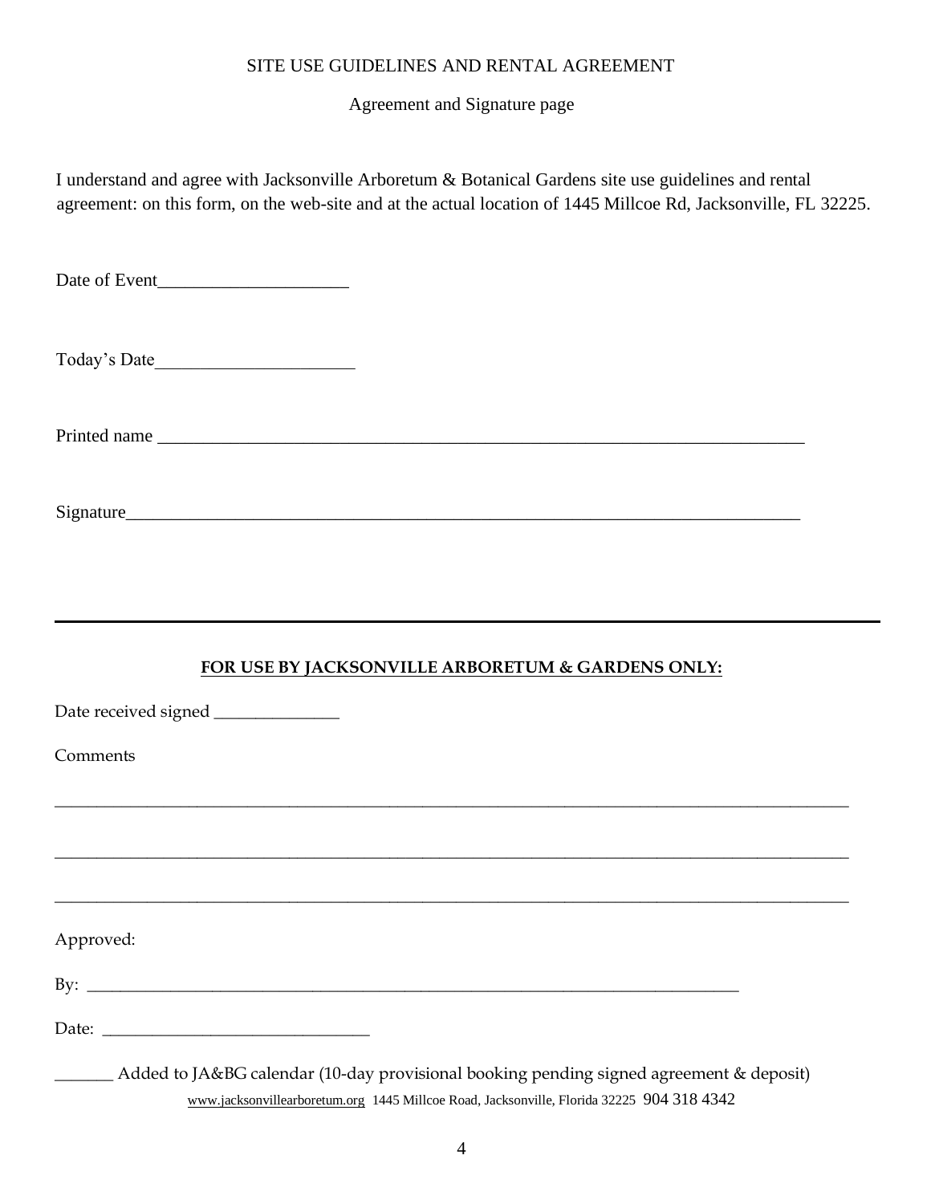SITE USE GUIDELINES AND RENTAL AGREEMENT

Agreement and Signature page

I understand and agree with Jacksonville Arboretum & Botanical Gardens site use guidelines and rental agreement: on this form, on the web-site and at the actual location of 1445 Millcoe Rd, Jacksonville, FL 32225.

Date of Event____________________

Today's Date_____________________

Printed name ___________________________________________________________________

Signature_______________________________________________________________________

---

**FOR USE BY JACKSONVILLE ARBORETUM & GARDENS ONLY:**

Date received signed ______________

Comments

_______________________________________________________________________________

_______________________________________________________________________________

_______________________________________________________________________________

Approved:

By: ___________________________________________________________________

Date: ____________________________

_______ Added to JA&BG calendar (10-day provisional booking pending signed agreement & deposit)

www.jacksonvillearboretum.org 1445 Millcoe Road, Jacksonville, Florida 32225 904 318 4342